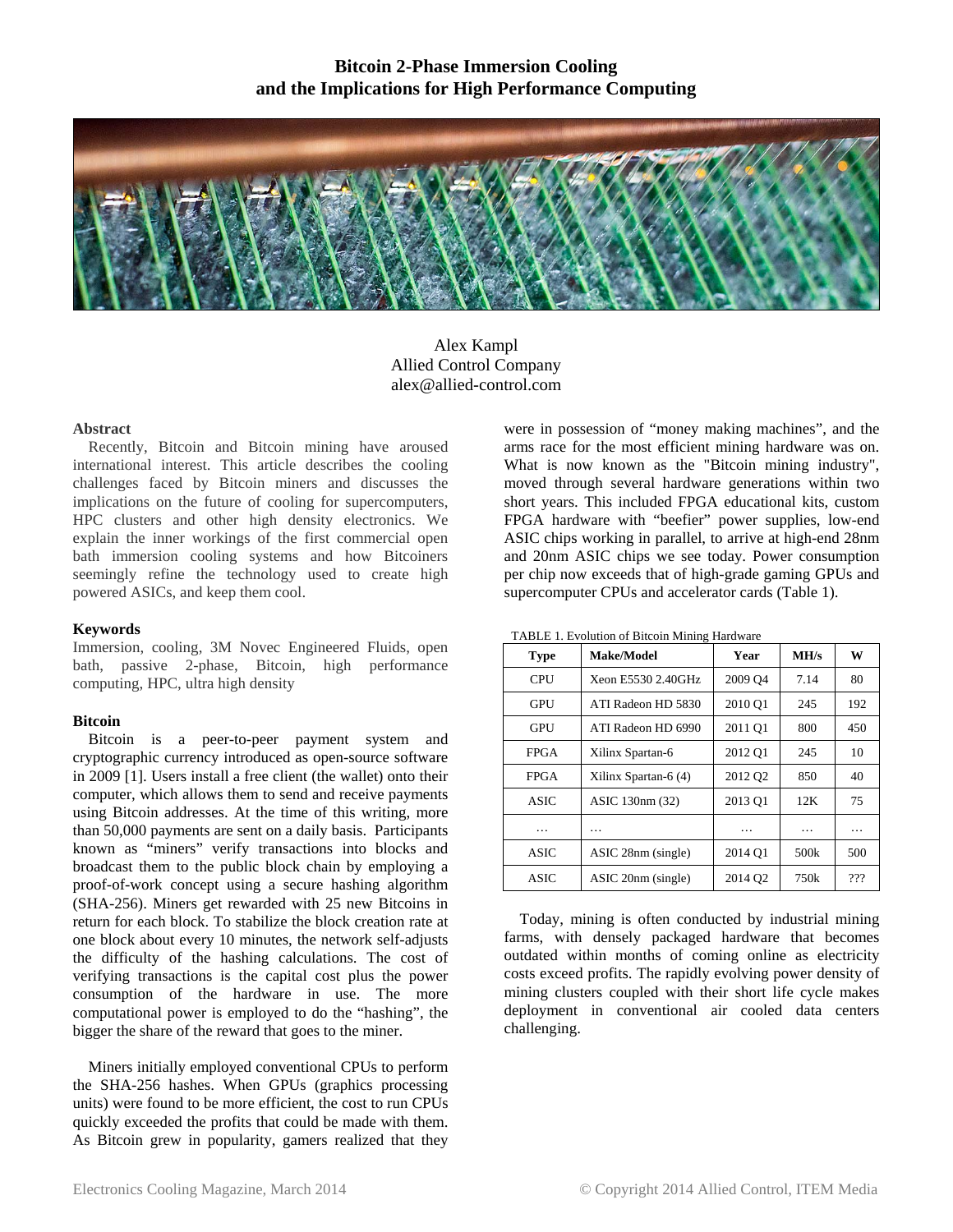# Bitcoin 2-Phase Immersion Cooling and the Implications for High Performance Computing

Alex Kampl
Allied Control Company
alex@allied-control.com

### Abstract

Recently, Bitcoin and Bitcoin mining have aroused international interest. This article describes the cooling challenges faced by Bitcoin miners and discusses the implications on the future of cooling for supercomputers, HPC clusters and other high density electronics. We explain the inner workings of the first commercial open bath immersion cooling systems and how Bitcoiners seemingly refine the technology used to create high powered ASICs, and keep them cool.

### Keywords

Immersion, cooling, 3M Novec Engineered Fluids, open bath, passive 2-phase, Bitcoin, high performance computing, HPC, ultra high density

### Bitcoin

Bitcoin is a peer-to-peer payment system and cryptographic currency introduced as open-source software in 2009 [1]. Users install a free client (the wallet) onto their computer, which allows them to send and receive payments using Bitcoin addresses. At the time of this writing, more than 50,000 payments are sent on a daily basis. Participants known as "miners" verify transactions into blocks and broadcast them to the public block chain by employing a proof-of-work concept using a secure hashing algorithm (SHA-256). Miners get rewarded with 25 new Bitcoins in return for each block. To stabilize the block creation rate at one block about every 10 minutes, the network self-adjusts the difficulty of the hashing calculations. The cost of verifying transactions is the capital cost plus the power consumption of the hardware in use. The more computational power is employed to do the "hashing", the bigger the share of the reward that goes to the miner.

Miners initially employed conventional CPUs to perform the SHA-256 hashes. When GPUs (graphics processing units) were found to be more efficient, the cost to run CPUs quickly exceeded the profits that could be made with them. As Bitcoin grew in popularity, gamers realized that they were in possession of "money making machines", and the arms race for the most efficient mining hardware was on. What is now known as the "Bitcoin mining industry", moved through several hardware generations within two short years. This included FPGA educational kits, custom FPGA hardware with "beefier" power supplies, low-end ASIC chips working in parallel, to arrive at high-end 28nm and 20nm ASIC chips we see today. Power consumption per chip now exceeds that of high-grade gaming GPUs and supercomputer CPUs and accelerator cards (Table 1).

TABLE 1. Evolution of Bitcoin Mining Hardware

| Type | Make/Model | Year | MH/s | W |
|---|---|---|---|---|
| CPU | Xeon E5530 2.40GHz | 2009 Q4 | 7.14 | 80 |
| GPU | ATI Radeon HD 5830 | 2010 Q1 | 245 | 192 |
| GPU | ATI Radeon HD 6990 | 2011 Q1 | 800 | 450 |
| FPGA | Xilinx Spartan-6 | 2012 Q1 | 245 | 10 |
| FPGA | Xilinx Spartan-6 (4) | 2012 Q2 | 850 | 40 |
| ASIC | ASIC 130nm (32) | 2013 Q1 | 12K | 75 |
| … | … | … | … | … |
| ASIC | ASIC 28nm (single) | 2014 Q1 | 500k | 500 |
| ASIC | ASIC 20nm (single) | 2014 Q2 | 750k | ??? |

Today, mining is often conducted by industrial mining farms, with densely packaged hardware that becomes outdated within months of coming online as electricity costs exceed profits. The rapidly evolving power density of mining clusters coupled with their short life cycle makes deployment in conventional air cooled data centers challenging.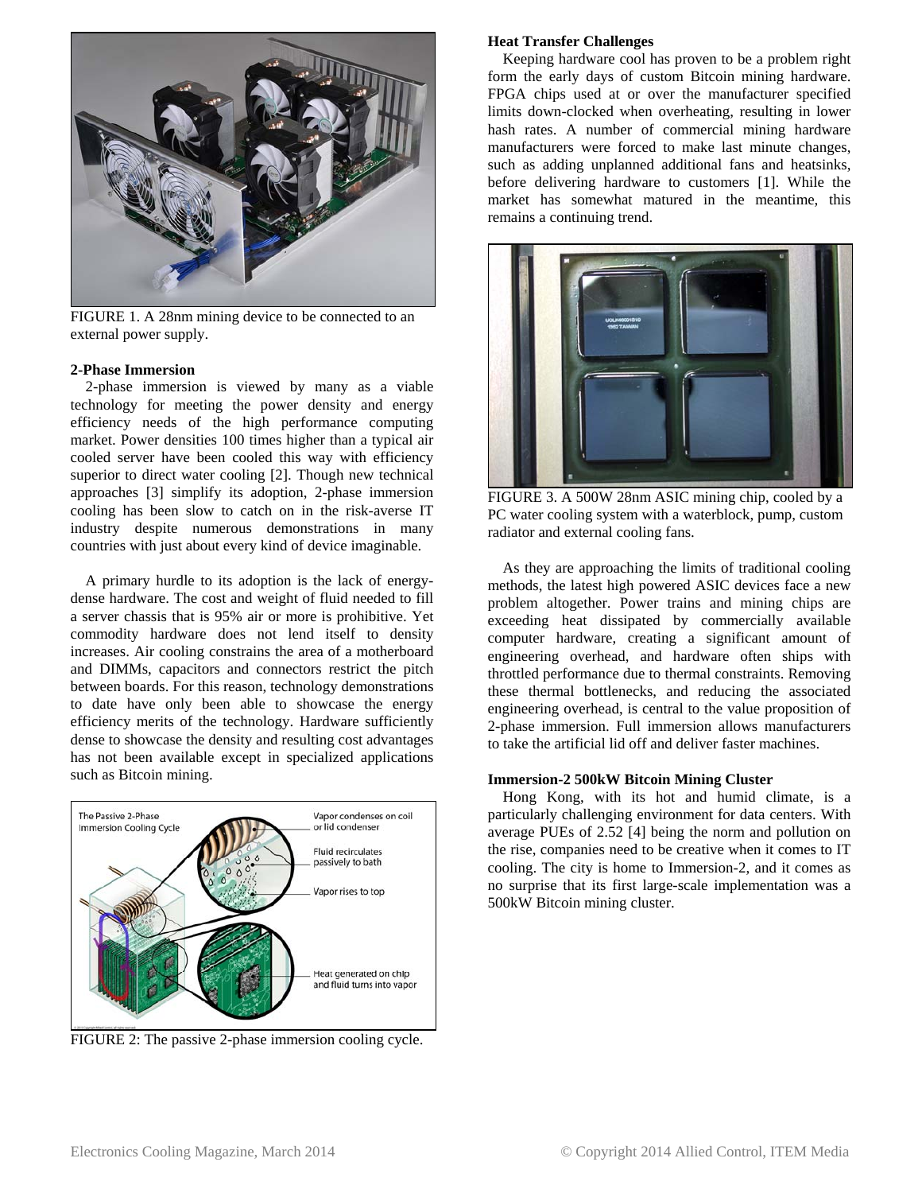FIGURE 1. A 28nm mining device to be connected to an external power supply.

**2-Phase Immersion**

2-phase immersion is viewed by many as a viable technology for meeting the power density and energy efficiency needs of the high performance computing market. Power densities 100 times higher than a typical air cooled server have been cooled this way with efficiency superior to direct water cooling [2]. Though new technical approaches [3] simplify its adoption, 2-phase immersion cooling has been slow to catch on in the risk-averse IT industry despite numerous demonstrations in many countries with just about every kind of device imaginable.

A primary hurdle to its adoption is the lack of energy-dense hardware. The cost and weight of fluid needed to fill a server chassis that is 95% air or more is prohibitive. Yet commodity hardware does not lend itself to density increases. Air cooling constrains the area of a motherboard and DIMMs, capacitors and connectors restrict the pitch between boards. For this reason, technology demonstrations to date have only been able to showcase the energy efficiency merits of the technology. Hardware sufficiently dense to showcase the density and resulting cost advantages has not been available except in specialized applications such as Bitcoin mining.

FIGURE 2: The passive 2-phase immersion cooling cycle.

**Heat Transfer Challenges**

Keeping hardware cool has proven to be a problem right form the early days of custom Bitcoin mining hardware. FPGA chips used at or over the manufacturer specified limits down-clocked when overheating, resulting in lower hash rates. A number of commercial mining hardware manufacturers were forced to make last minute changes, such as adding unplanned additional fans and heatsinks, before delivering hardware to customers [1]. While the market has somewhat matured in the meantime, this remains a continuing trend.

FIGURE 3. A 500W 28nm ASIC mining chip, cooled by a PC water cooling system with a waterblock, pump, custom radiator and external cooling fans.

As they are approaching the limits of traditional cooling methods, the latest high powered ASIC devices face a new problem altogether. Power trains and mining chips are exceeding heat dissipated by commercially available computer hardware, creating a significant amount of engineering overhead, and hardware often ships with throttled performance due to thermal constraints. Removing these thermal bottlenecks, and reducing the associated engineering overhead, is central to the value proposition of 2-phase immersion. Full immersion allows manufacturers to take the artificial lid off and deliver faster machines.

**Immersion-2 500kW Bitcoin Mining Cluster**

Hong Kong, with its hot and humid climate, is a particularly challenging environment for data centers. With average PUEs of 2.52 [4] being the norm and pollution on the rise, companies need to be creative when it comes to IT cooling. The city is home to Immersion-2, and it comes as no surprise that its first large-scale implementation was a 500kW Bitcoin mining cluster.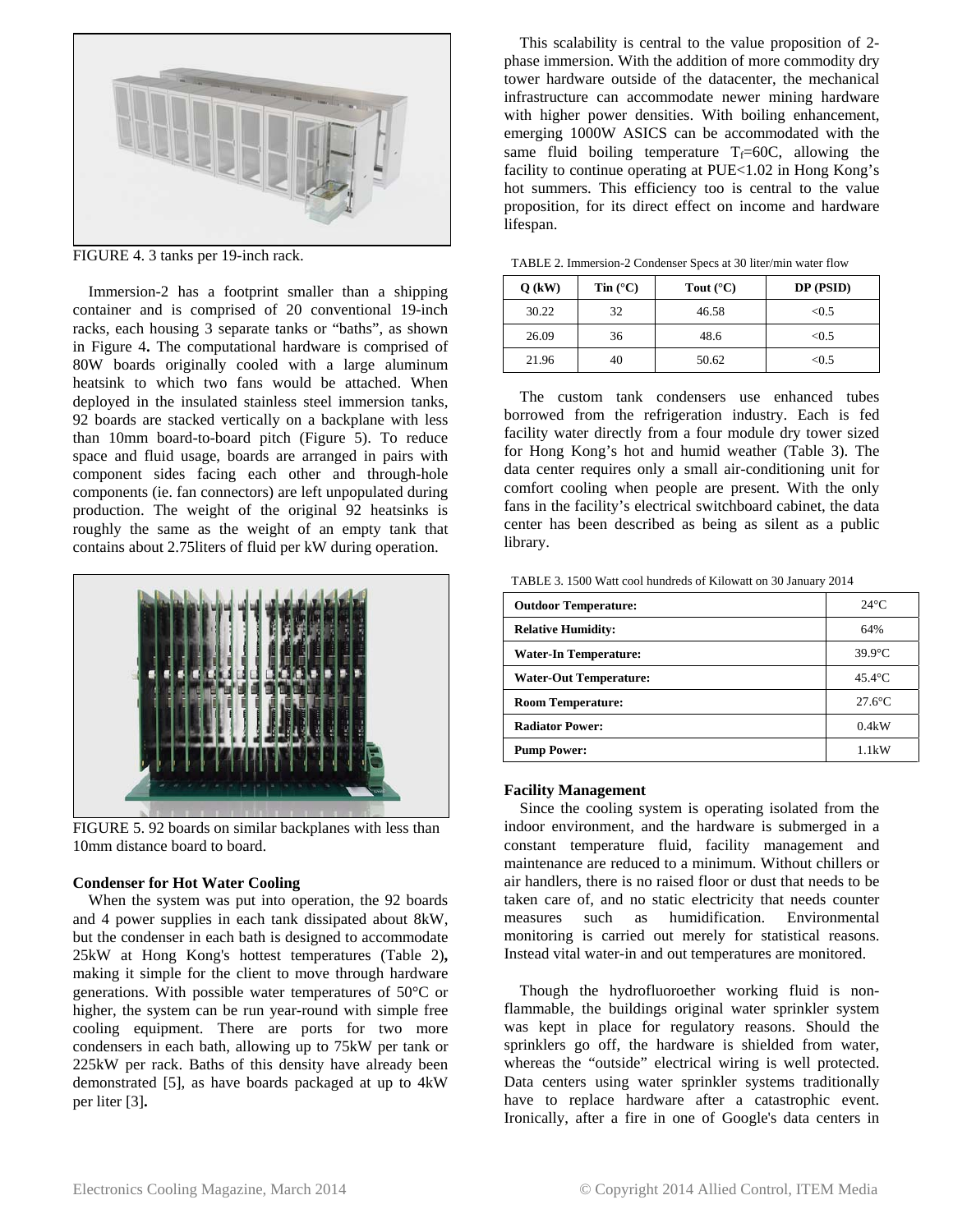FIGURE 4. 3 tanks per 19-inch rack.

Immersion-2 has a footprint smaller than a shipping container and is comprised of 20 conventional 19-inch racks, each housing 3 separate tanks or "baths", as shown in Figure 4**.** The computational hardware is comprised of 80W boards originally cooled with a large aluminum heatsink to which two fans would be attached. When deployed in the insulated stainless steel immersion tanks, 92 boards are stacked vertically on a backplane with less than 10mm board-to-board pitch (Figure 5). To reduce space and fluid usage, boards are arranged in pairs with component sides facing each other and through-hole components (ie. fan connectors) are left unpopulated during production. The weight of the original 92 heatsinks is roughly the same as the weight of an empty tank that contains about 2.75liters of fluid per kW during operation.

FIGURE 5. 92 boards on similar backplanes with less than 10mm distance board to board.

**Condenser for Hot Water Cooling**

When the system was put into operation, the 92 boards and 4 power supplies in each tank dissipated about 8kW, but the condenser in each bath is designed to accommodate 25kW at Hong Kong's hottest temperatures (Table 2)**,** making it simple for the client to move through hardware generations. With possible water temperatures of 50°C or higher, the system can be run year-round with simple free cooling equipment. There are ports for two more condensers in each bath, allowing up to 75kW per tank or 225kW per rack. Baths of this density have already been demonstrated [5], as have boards packaged at up to 4kW per liter [3]**.**

This scalability is central to the value proposition of 2-phase immersion. With the addition of more commodity dry tower hardware outside of the datacenter, the mechanical infrastructure can accommodate newer mining hardware with higher power densities. With boiling enhancement, emerging 1000W ASICS can be accommodated with the same fluid boiling temperature $T_f$=60C, allowing the facility to continue operating at PUE<1.02 in Hong Kong's hot summers. This efficiency too is central to the value proposition, for its direct effect on income and hardware lifespan.

TABLE 2. Immersion-2 Condenser Specs at 30 liter/min water flow

| Q (kW) | Tin (°C) | Tout (°C) | DP (PSID) |
|---|---|---|---|
| 30.22 | 32 | 46.58 | <0.5 |
| 26.09 | 36 | 48.6 | <0.5 |
| 21.96 | 40 | 50.62 | <0.5 |

The custom tank condensers use enhanced tubes borrowed from the refrigeration industry. Each is fed facility water directly from a four module dry tower sized for Hong Kong's hot and humid weather (Table 3). The data center requires only a small air-conditioning unit for comfort cooling when people are present. With the only fans in the facility's electrical switchboard cabinet, the data center has been described as being as silent as a public library.

TABLE 3. 1500 Watt cool hundreds of Kilowatt on 30 January 2014

| | |
|---|---|
| **Outdoor Temperature:** | 24°C |
| **Relative Humidity:** | 64% |
| **Water-In Temperature:** | 39.9°C |
| **Water-Out Temperature:** | 45.4°C |
| **Room Temperature:** | 27.6°C |
| **Radiator Power:** | 0.4kW |
| **Pump Power:** | 1.1kW |

**Facility Management**

Since the cooling system is operating isolated from the indoor environment, and the hardware is submerged in a constant temperature fluid, facility management and maintenance are reduced to a minimum. Without chillers or air handlers, there is no raised floor or dust that needs to be taken care of, and no static electricity that needs counter measures such as humidification. Environmental monitoring is carried out merely for statistical reasons. Instead vital water-in and out temperatures are monitored.

Though the hydrofluoroether working fluid is non-flammable, the buildings original water sprinkler system was kept in place for regulatory reasons. Should the sprinklers go off, the hardware is shielded from water, whereas the "outside" electrical wiring is well protected. Data centers using water sprinkler systems traditionally have to replace hardware after a catastrophic event. Ironically, after a fire in one of Google's data centers in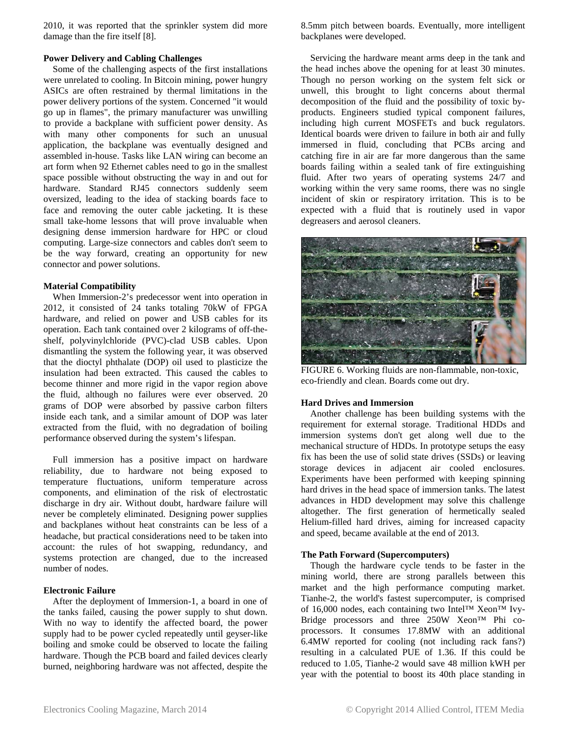2010, it was reported that the sprinkler system did more damage than the fire itself [8].

**Power Delivery and Cabling Challenges**

Some of the challenging aspects of the first installations were unrelated to cooling. In Bitcoin mining, power hungry ASICs are often restrained by thermal limitations in the power delivery portions of the system. Concerned "it would go up in flames", the primary manufacturer was unwilling to provide a backplane with sufficient power density. As with many other components for such an unusual application, the backplane was eventually designed and assembled in-house. Tasks like LAN wiring can become an art form when 92 Ethernet cables need to go in the smallest space possible without obstructing the way in and out for hardware. Standard RJ45 connectors suddenly seem oversized, leading to the idea of stacking boards face to face and removing the outer cable jacketing. It is these small take-home lessons that will prove invaluable when designing dense immersion hardware for HPC or cloud computing. Large-size connectors and cables don't seem to be the way forward, creating an opportunity for new connector and power solutions.

**Material Compatibility**

When Immersion-2's predecessor went into operation in 2012, it consisted of 24 tanks totaling 70kW of FPGA hardware, and relied on power and USB cables for its operation. Each tank contained over 2 kilograms of off-the-shelf, polyvinylchloride (PVC)-clad USB cables. Upon dismantling the system the following year, it was observed that the dioctyl phthalate (DOP) oil used to plasticize the insulation had been extracted. This caused the cables to become thinner and more rigid in the vapor region above the fluid, although no failures were ever observed. 20 grams of DOP were absorbed by passive carbon filters inside each tank, and a similar amount of DOP was later extracted from the fluid, with no degradation of boiling performance observed during the system's lifespan.

Full immersion has a positive impact on hardware reliability, due to hardware not being exposed to temperature fluctuations, uniform temperature across components, and elimination of the risk of electrostatic discharge in dry air. Without doubt, hardware failure will never be completely eliminated. Designing power supplies and backplanes without heat constraints can be less of a headache, but practical considerations need to be taken into account: the rules of hot swapping, redundancy, and systems protection are changed, due to the increased number of nodes.

**Electronic Failure**

After the deployment of Immersion-1, a board in one of the tanks failed, causing the power supply to shut down. With no way to identify the affected board, the power supply had to be power cycled repeatedly until geyser-like boiling and smoke could be observed to locate the failing hardware. Though the PCB board and failed devices clearly burned, neighboring hardware was not affected, despite the 8.5mm pitch between boards. Eventually, more intelligent backplanes were developed.

Servicing the hardware meant arms deep in the tank and the head inches above the opening for at least 30 minutes. Though no person working on the system felt sick or unwell, this brought to light concerns about thermal decomposition of the fluid and the possibility of toxic by-products. Engineers studied typical component failures, including high current MOSFETs and buck regulators. Identical boards were driven to failure in both air and fully immersed in fluid, concluding that PCBs arcing and catching fire in air are far more dangerous than the same boards failing within a sealed tank of fire extinguishing fluid. After two years of operating systems 24/7 and working within the very same rooms, there was no single incident of skin or respiratory irritation. This is to be expected with a fluid that is routinely used in vapor degreasers and aerosol cleaners.

FIGURE 6. Working fluids are non-flammable, non-toxic, eco-friendly and clean. Boards come out dry.

**Hard Drives and Immersion**

Another challenge has been building systems with the requirement for external storage. Traditional HDDs and immersion systems don't get along well due to the mechanical structure of HDDs. In prototype setups the easy fix has been the use of solid state drives (SSDs) or leaving storage devices in adjacent air cooled enclosures. Experiments have been performed with keeping spinning hard drives in the head space of immersion tanks. The latest advances in HDD development may solve this challenge altogether. The first generation of hermetically sealed Helium-filled hard drives, aiming for increased capacity and speed, became available at the end of 2013.

**The Path Forward (Supercomputers)**

Though the hardware cycle tends to be faster in the mining world, there are strong parallels between this market and the high performance computing market. Tianhe-2, the world's fastest supercomputer, is comprised of 16,000 nodes, each containing two Intel™ Xeon™ Ivy-Bridge processors and three 250W Xeon™ Phi co-processors. It consumes 17.8MW with an additional 6.4MW reported for cooling (not including rack fans?) resulting in a calculated PUE of 1.36. If this could be reduced to 1.05, Tianhe-2 would save 48 million kWH per year with the potential to boost its 40th place standing in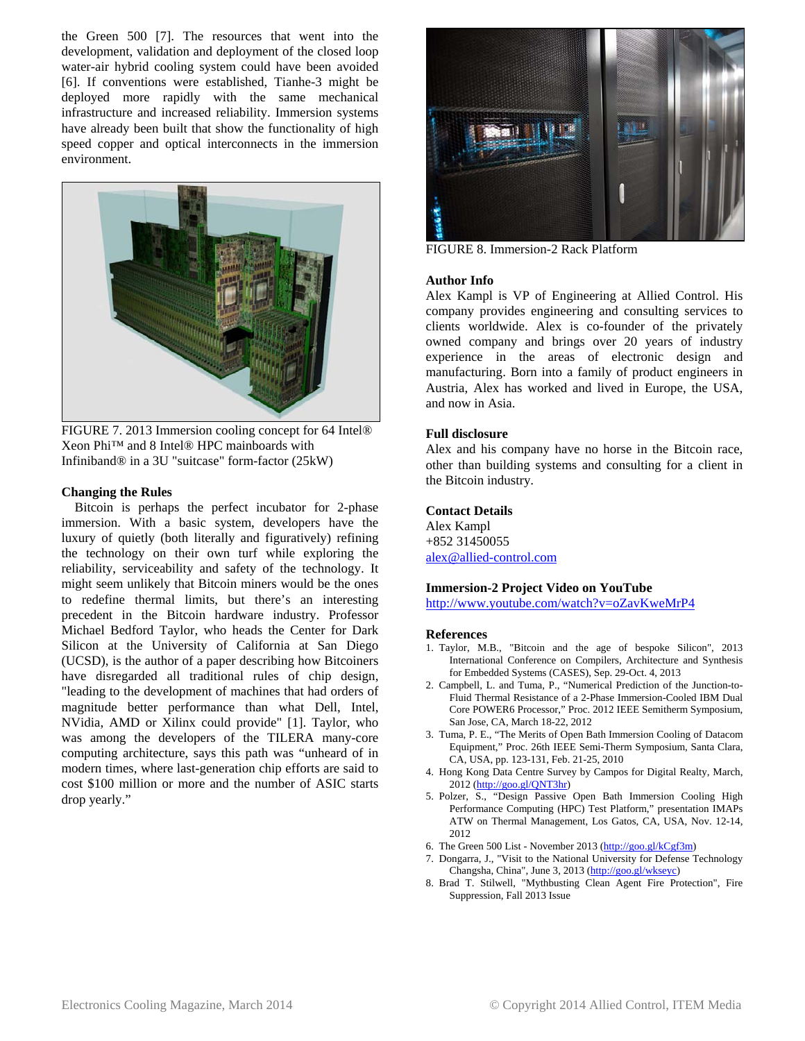the Green 500 [7]. The resources that went into the development, validation and deployment of the closed loop water-air hybrid cooling system could have been avoided [6]. If conventions were established, Tianhe-3 might be deployed more rapidly with the same mechanical infrastructure and increased reliability. Immersion systems have already been built that show the functionality of high speed copper and optical interconnects in the immersion environment.

FIGURE 7. 2013 Immersion cooling concept for 64 Intel® Xeon Phi™ and 8 Intel® HPC mainboards with Infiniband® in a 3U "suitcase" form-factor (25kW)

### Changing the Rules

Bitcoin is perhaps the perfect incubator for 2-phase immersion. With a basic system, developers have the luxury of quietly (both literally and figuratively) refining the technology on their own turf while exploring the reliability, serviceability and safety of the technology. It might seem unlikely that Bitcoin miners would be the ones to redefine thermal limits, but there's an interesting precedent in the Bitcoin hardware industry. Professor Michael Bedford Taylor, who heads the Center for Dark Silicon at the University of California at San Diego (UCSD), is the author of a paper describing how Bitcoiners have disregarded all traditional rules of chip design, "leading to the development of machines that had orders of magnitude better performance than what Dell, Intel, NVidia, AMD or Xilinx could provide" [1]. Taylor, who was among the developers of the TILERA many-core computing architecture, says this path was "unheard of in modern times, where last-generation chip efforts are said to cost $100 million or more and the number of ASIC starts drop yearly."

FIGURE 8. Immersion-2 Rack Platform

### Author Info

Alex Kampl is VP of Engineering at Allied Control. His company provides engineering and consulting services to clients worldwide. Alex is co-founder of the privately owned company and brings over 20 years of industry experience in the areas of electronic design and manufacturing. Born into a family of product engineers in Austria, Alex has worked and lived in Europe, the USA, and now in Asia.

### Full disclosure

Alex and his company have no horse in the Bitcoin race, other than building systems and consulting for a client in the Bitcoin industry.

### Contact Details

Alex Kampl
+852 31450055
alex@allied-control.com

### Immersion-2 Project Video on YouTube

http://www.youtube.com/watch?v=oZavKweMrP4

### References

1. Taylor, M.B., "Bitcoin and the age of bespoke Silicon", 2013 International Conference on Compilers, Architecture and Synthesis for Embedded Systems (CASES), Sep. 29-Oct. 4, 2013
2. Campbell, L. and Tuma, P., "Numerical Prediction of the Junction-to-Fluid Thermal Resistance of a 2-Phase Immersion-Cooled IBM Dual Core POWER6 Processor," Proc. 2012 IEEE Semitherm Symposium, San Jose, CA, March 18-22, 2012
3. Tuma, P. E., "The Merits of Open Bath Immersion Cooling of Datacom Equipment," Proc. 26th IEEE Semi-Therm Symposium, Santa Clara, CA, USA, pp. 123-131, Feb. 21-25, 2010
4. Hong Kong Data Centre Survey by Campos for Digital Realty, March, 2012 (http://goo.gl/QNT3hr)
5. Polzer, S., "Design Passive Open Bath Immersion Cooling High Performance Computing (HPC) Test Platform," presentation IMAPs ATW on Thermal Management, Los Gatos, CA, USA, Nov. 12-14, 2012
6. The Green 500 List - November 2013 (http://goo.gl/kCgf3m)
7. Dongarra, J., "Visit to the National University for Defense Technology Changsha, China", June 3, 2013 (http://goo.gl/wkseyc)
8. Brad T. Stilwell, "Mythbusting Clean Agent Fire Protection", Fire Suppression, Fall 2013 Issue